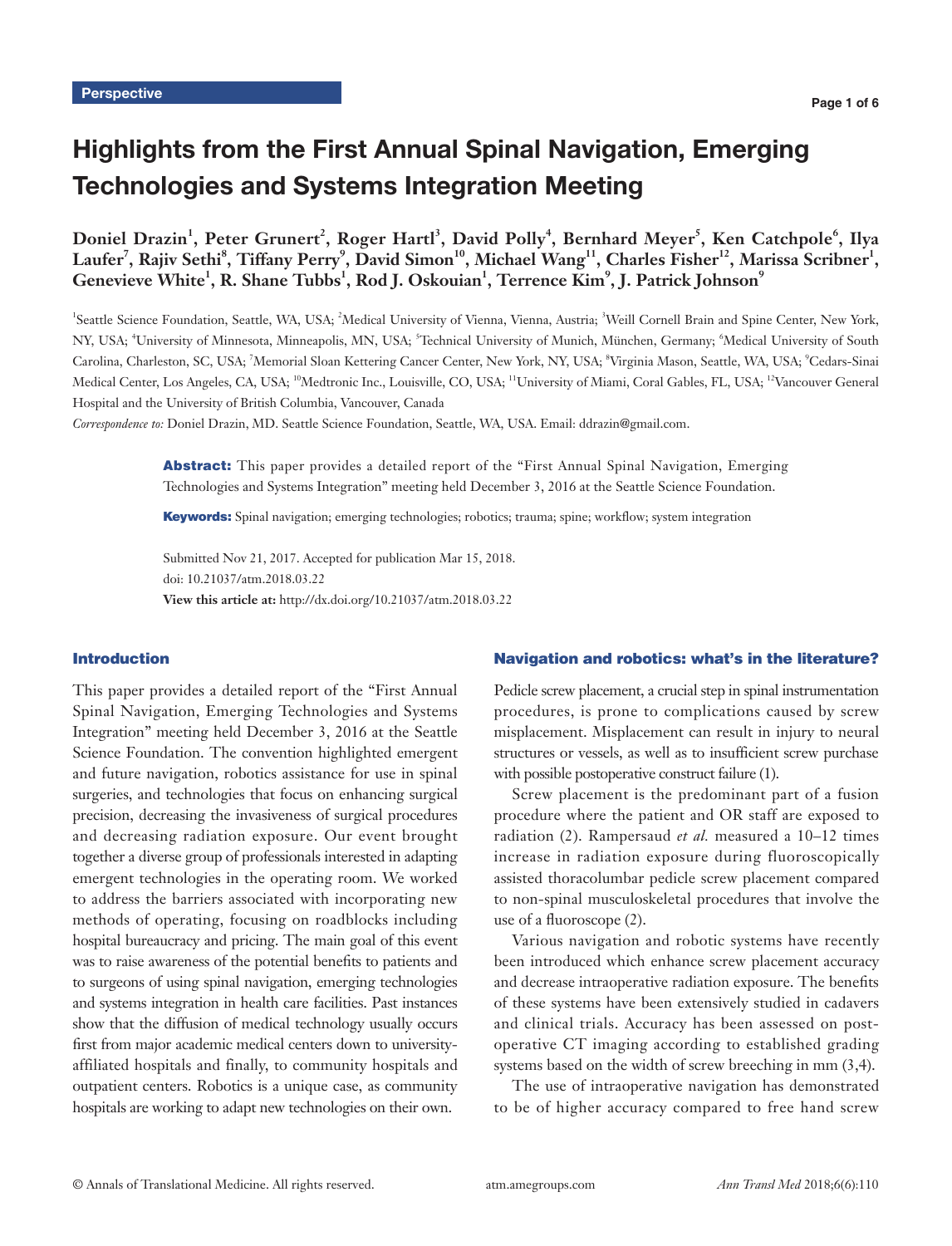Perspective

# Highlights from the First Annual Spinal Navigation, Emerging Technologies and Systems Integration Meeting

**Doniel Drazin[1], Peter Grunert[2], Roger Hartl[3], David Polly[4], Bernhard Meyer[5], Ken Catchpole[6], Ilya Laufer[7], Rajiv Sethi[8], Tiffany Perry[9], David Simon[10], Michael Wang[11], Charles Fisher[12], Marissa Scribner[1], Genevieve White[1], R. Shane Tubbs[1], Rod J. Oskouian[1], Terrence Kim[9], J. Patrick Johnson[9]**

[1]Seattle Science Foundation, Seattle, WA, USA; [2]Medical University of Vienna, Vienna, Austria; [3]Weill Cornell Brain and Spine Center, New York, NY, USA; [4]University of Minnesota, Minneapolis, MN, USA; [5]Technical University of Munich, München, Germany; [6]Medical University of South Carolina, Charleston, SC, USA; [7]Memorial Sloan Kettering Cancer Center, New York, NY, USA; [8]Virginia Mason, Seattle, WA, USA; [9]Cedars-Sinai Medical Center, Los Angeles, CA, USA; [10]Medtronic Inc., Louisville, CO, USA; [11]University of Miami, Coral Gables, FL, USA; [12]Vancouver General Hospital and the University of British Columbia, Vancouver, Canada

*Correspondence to:* Doniel Drazin, MD. Seattle Science Foundation, Seattle, WA, USA. Email: ddrazin@gmail.com.

**Abstract:** This paper provides a detailed report of the "First Annual Spinal Navigation, Emerging Technologies and Systems Integration" meeting held December 3, 2016 at the Seattle Science Foundation.

**Keywords:** Spinal navigation; emerging technologies; robotics; trauma; spine; workflow; system integration

Submitted Nov 21, 2017. Accepted for publication Mar 15, 2018.
doi: 10.21037/atm.2018.03.22
**View this article at:** http://dx.doi.org/10.21037/atm.2018.03.22

## Introduction

This paper provides a detailed report of the "First Annual Spinal Navigation, Emerging Technologies and Systems Integration" meeting held December 3, 2016 at the Seattle Science Foundation. The convention highlighted emergent and future navigation, robotics assistance for use in spinal surgeries, and technologies that focus on enhancing surgical precision, decreasing the invasiveness of surgical procedures and decreasing radiation exposure. Our event brought together a diverse group of professionals interested in adapting emergent technologies in the operating room. We worked to address the barriers associated with incorporating new methods of operating, focusing on roadblocks including hospital bureaucracy and pricing. The main goal of this event was to raise awareness of the potential benefits to patients and to surgeons of using spinal navigation, emerging technologies and systems integration in health care facilities. Past instances show that the diffusion of medical technology usually occurs first from major academic medical centers down to university-affiliated hospitals and finally, to community hospitals and outpatient centers. Robotics is a unique case, as community hospitals are working to adapt new technologies on their own.

## Navigation and robotics: what's in the literature?

Pedicle screw placement, a crucial step in spinal instrumentation procedures, is prone to complications caused by screw misplacement. Misplacement can result in injury to neural structures or vessels, as well as to insufficient screw purchase with possible postoperative construct failure (1).

Screw placement is the predominant part of a fusion procedure where the patient and OR staff are exposed to radiation (2). Rampersaud *et al.* measured a 10–12 times increase in radiation exposure during fluoroscopically assisted thoracolumbar pedicle screw placement compared to non-spinal musculoskeletal procedures that involve the use of a fluoroscope (2).

Various navigation and robotic systems have recently been introduced which enhance screw placement accuracy and decrease intraoperative radiation exposure. The benefits of these systems have been extensively studied in cadavers and clinical trials. Accuracy has been assessed on post-operative CT imaging according to established grading systems based on the width of screw breeching in mm (3,4).

The use of intraoperative navigation has demonstrated to be of higher accuracy compared to free hand screw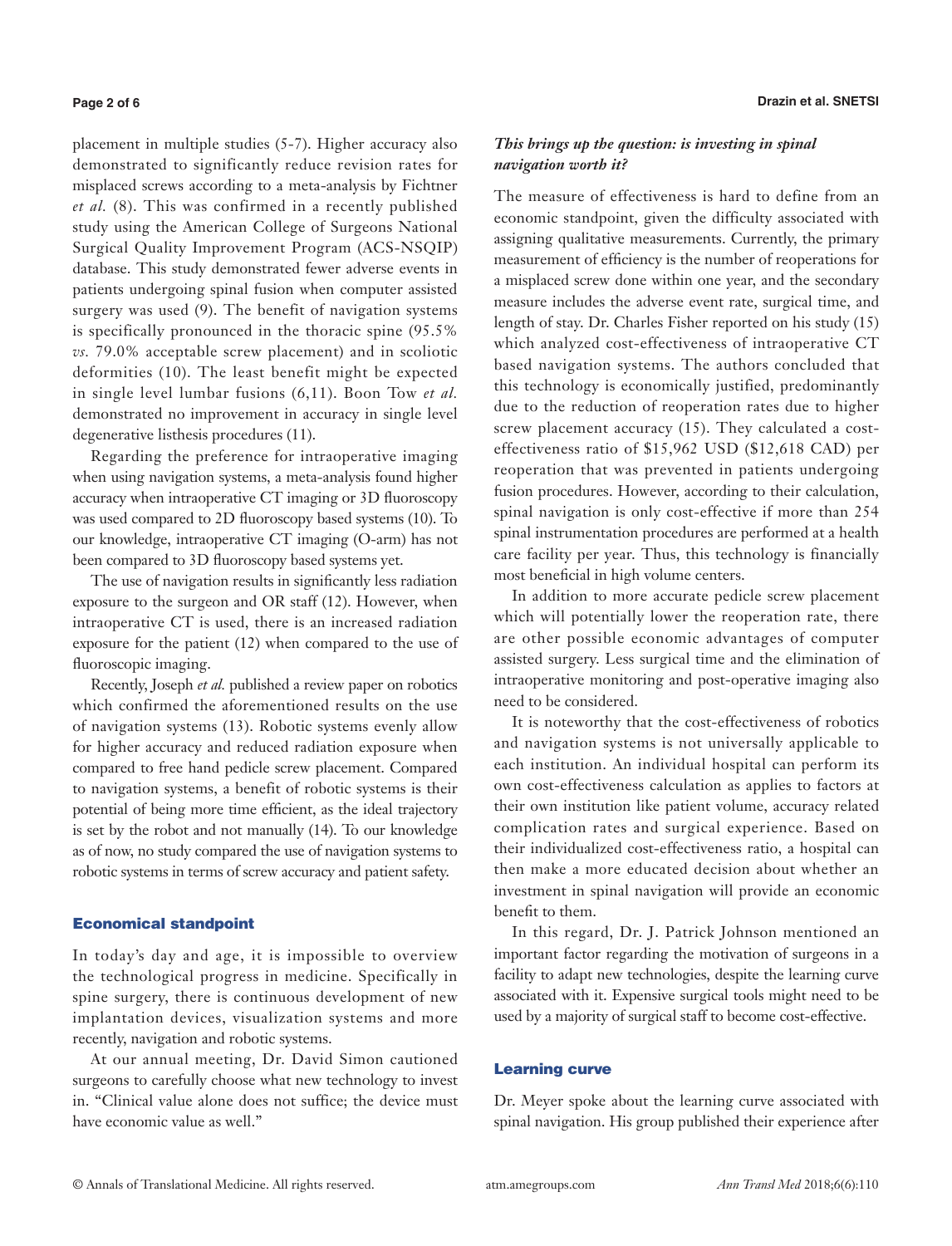placement in multiple studies (5-7). Higher accuracy also demonstrated to significantly reduce revision rates for misplaced screws according to a meta-analysis by Fichtner *et al.* (8). This was confirmed in a recently published study using the American College of Surgeons National Surgical Quality Improvement Program (ACS-NSQIP) database. This study demonstrated fewer adverse events in patients undergoing spinal fusion when computer assisted surgery was used (9). The benefit of navigation systems is specifically pronounced in the thoracic spine (95.5% *vs.* 79.0% acceptable screw placement) and in scoliotic deformities (10). The least benefit might be expected in single level lumbar fusions (6,11). Boon Tow *et al.* demonstrated no improvement in accuracy in single level degenerative listhesis procedures (11).

Regarding the preference for intraoperative imaging when using navigation systems, a meta-analysis found higher accuracy when intraoperative CT imaging or 3D fluoroscopy was used compared to 2D fluoroscopy based systems (10). To our knowledge, intraoperative CT imaging (O-arm) has not been compared to 3D fluoroscopy based systems yet.

The use of navigation results in significantly less radiation exposure to the surgeon and OR staff (12). However, when intraoperative CT is used, there is an increased radiation exposure for the patient (12) when compared to the use of fluoroscopic imaging.

Recently, Joseph *et al.* published a review paper on robotics which confirmed the aforementioned results on the use of navigation systems (13). Robotic systems evenly allow for higher accuracy and reduced radiation exposure when compared to free hand pedicle screw placement. Compared to navigation systems, a benefit of robotic systems is their potential of being more time efficient, as the ideal trajectory is set by the robot and not manually (14). To our knowledge as of now, no study compared the use of navigation systems to robotic systems in terms of screw accuracy and patient safety.

## Economical standpoint

In today's day and age, it is impossible to overview the technological progress in medicine. Specifically in spine surgery, there is continuous development of new implantation devices, visualization systems and more recently, navigation and robotic systems.

At our annual meeting, Dr. David Simon cautioned surgeons to carefully choose what new technology to invest in. "Clinical value alone does not suffice; the device must have economic value as well."

### *This brings up the question: is investing in spinal navigation worth it?*

The measure of effectiveness is hard to define from an economic standpoint, given the difficulty associated with assigning qualitative measurements. Currently, the primary measurement of efficiency is the number of reoperations for a misplaced screw done within one year, and the secondary measure includes the adverse event rate, surgical time, and length of stay. Dr. Charles Fisher reported on his study (15) which analyzed cost-effectiveness of intraoperative CT based navigation systems. The authors concluded that this technology is economically justified, predominantly due to the reduction of reoperation rates due to higher screw placement accuracy (15). They calculated a cost-effectiveness ratio of $15,962 USD ($12,618 CAD) per reoperation that was prevented in patients undergoing fusion procedures. However, according to their calculation, spinal navigation is only cost-effective if more than 254 spinal instrumentation procedures are performed at a health care facility per year. Thus, this technology is financially most beneficial in high volume centers.

In addition to more accurate pedicle screw placement which will potentially lower the reoperation rate, there are other possible economic advantages of computer assisted surgery. Less surgical time and the elimination of intraoperative monitoring and post-operative imaging also need to be considered.

It is noteworthy that the cost-effectiveness of robotics and navigation systems is not universally applicable to each institution. An individual hospital can perform its own cost-effectiveness calculation as applies to factors at their own institution like patient volume, accuracy related complication rates and surgical experience. Based on their individualized cost-effectiveness ratio, a hospital can then make a more educated decision about whether an investment in spinal navigation will provide an economic benefit to them.

In this regard, Dr. J. Patrick Johnson mentioned an important factor regarding the motivation of surgeons in a facility to adapt new technologies, despite the learning curve associated with it. Expensive surgical tools might need to be used by a majority of surgical staff to become cost-effective.

## Learning curve

Dr. Meyer spoke about the learning curve associated with spinal navigation. His group published their experience after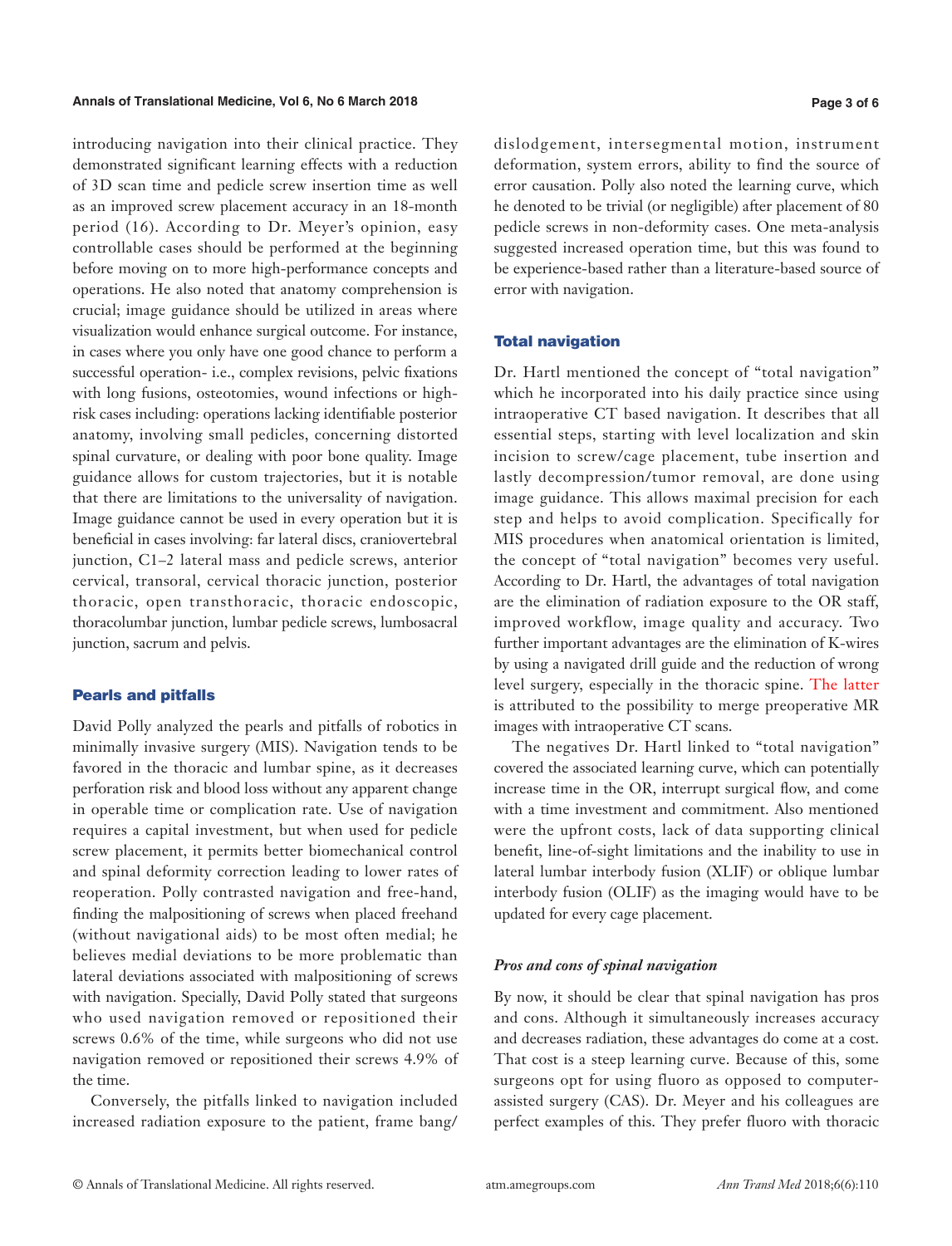introducing navigation into their clinical practice. They demonstrated significant learning effects with a reduction of 3D scan time and pedicle screw insertion time as well as an improved screw placement accuracy in an 18-month period (16). According to Dr. Meyer's opinion, easy controllable cases should be performed at the beginning before moving on to more high-performance concepts and operations. He also noted that anatomy comprehension is crucial; image guidance should be utilized in areas where visualization would enhance surgical outcome. For instance, in cases where you only have one good chance to perform a successful operation- i.e., complex revisions, pelvic fixations with long fusions, osteotomies, wound infections or high-risk cases including: operations lacking identifiable posterior anatomy, involving small pedicles, concerning distorted spinal curvature, or dealing with poor bone quality. Image guidance allows for custom trajectories, but it is notable that there are limitations to the universality of navigation. Image guidance cannot be used in every operation but it is beneficial in cases involving: far lateral discs, craniovertebral junction, C1–2 lateral mass and pedicle screws, anterior cervical, transoral, cervical thoracic junction, posterior thoracic, open transthoracic, thoracic endoscopic, thoracolumbar junction, lumbar pedicle screws, lumbosacral junction, sacrum and pelvis.

## Pearls and pitfalls

David Polly analyzed the pearls and pitfalls of robotics in minimally invasive surgery (MIS). Navigation tends to be favored in the thoracic and lumbar spine, as it decreases perforation risk and blood loss without any apparent change in operable time or complication rate. Use of navigation requires a capital investment, but when used for pedicle screw placement, it permits better biomechanical control and spinal deformity correction leading to lower rates of reoperation. Polly contrasted navigation and free-hand, finding the malpositioning of screws when placed freehand (without navigational aids) to be most often medial; he believes medial deviations to be more problematic than lateral deviations associated with malpositioning of screws with navigation. Specially, David Polly stated that surgeons who used navigation removed or repositioned their screws 0.6% of the time, while surgeons who did not use navigation removed or repositioned their screws 4.9% of the time.

Conversely, the pitfalls linked to navigation included increased radiation exposure to the patient, frame bang/dislodgement, intersegmental motion, instrument deformation, system errors, ability to find the source of error causation. Polly also noted the learning curve, which he denoted to be trivial (or negligible) after placement of 80 pedicle screws in non-deformity cases. One meta-analysis suggested increased operation time, but this was found to be experience-based rather than a literature-based source of error with navigation.

## Total navigation

Dr. Hartl mentioned the concept of "total navigation" which he incorporated into his daily practice since using intraoperative CT based navigation. It describes that all essential steps, starting with level localization and skin incision to screw/cage placement, tube insertion and lastly decompression/tumor removal, are done using image guidance. This allows maximal precision for each step and helps to avoid complication. Specifically for MIS procedures when anatomical orientation is limited, the concept of "total navigation" becomes very useful. According to Dr. Hartl, the advantages of total navigation are the elimination of radiation exposure to the OR staff, improved workflow, image quality and accuracy. Two further important advantages are the elimination of K-wires by using a navigated drill guide and the reduction of wrong level surgery, especially in the thoracic spine. The latter is attributed to the possibility to merge preoperative MR images with intraoperative CT scans.

The negatives Dr. Hartl linked to "total navigation" covered the associated learning curve, which can potentially increase time in the OR, interrupt surgical flow, and come with a time investment and commitment. Also mentioned were the upfront costs, lack of data supporting clinical benefit, line-of-sight limitations and the inability to use in lateral lumbar interbody fusion (XLIF) or oblique lumbar interbody fusion (OLIF) as the imaging would have to be updated for every cage placement.

### *Pros and cons of spinal navigation*

By now, it should be clear that spinal navigation has pros and cons. Although it simultaneously increases accuracy and decreases radiation, these advantages do come at a cost. That cost is a steep learning curve. Because of this, some surgeons opt for using fluoro as opposed to computer-assisted surgery (CAS). Dr. Meyer and his colleagues are perfect examples of this. They prefer fluoro with thoracic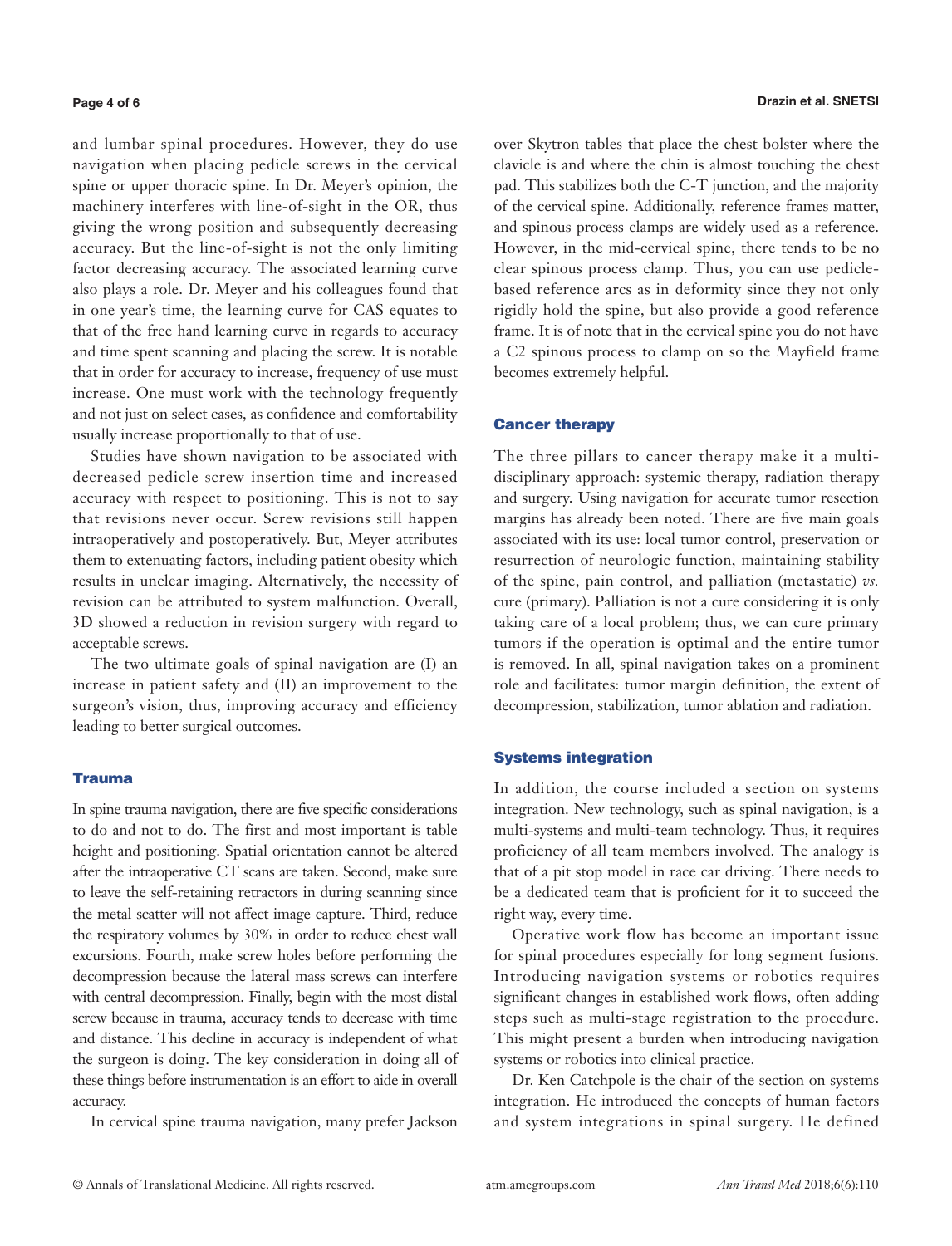and lumbar spinal procedures. However, they do use navigation when placing pedicle screws in the cervical spine or upper thoracic spine. In Dr. Meyer's opinion, the machinery interferes with line-of-sight in the OR, thus giving the wrong position and subsequently decreasing accuracy. But the line-of-sight is not the only limiting factor decreasing accuracy. The associated learning curve also plays a role. Dr. Meyer and his colleagues found that in one year's time, the learning curve for CAS equates to that of the free hand learning curve in regards to accuracy and time spent scanning and placing the screw. It is notable that in order for accuracy to increase, frequency of use must increase. One must work with the technology frequently and not just on select cases, as confidence and comfortability usually increase proportionally to that of use.

Studies have shown navigation to be associated with decreased pedicle screw insertion time and increased accuracy with respect to positioning. This is not to say that revisions never occur. Screw revisions still happen intraoperatively and postoperatively. But, Meyer attributes them to extenuating factors, including patient obesity which results in unclear imaging. Alternatively, the necessity of revision can be attributed to system malfunction. Overall, 3D showed a reduction in revision surgery with regard to acceptable screws.

The two ultimate goals of spinal navigation are (I) an increase in patient safety and (II) an improvement to the surgeon's vision, thus, improving accuracy and efficiency leading to better surgical outcomes.

### Trauma

In spine trauma navigation, there are five specific considerations to do and not to do. The first and most important is table height and positioning. Spatial orientation cannot be altered after the intraoperative CT scans are taken. Second, make sure to leave the self-retaining retractors in during scanning since the metal scatter will not affect image capture. Third, reduce the respiratory volumes by 30% in order to reduce chest wall excursions. Fourth, make screw holes before performing the decompression because the lateral mass screws can interfere with central decompression. Finally, begin with the most distal screw because in trauma, accuracy tends to decrease with time and distance. This decline in accuracy is independent of what the surgeon is doing. The key consideration in doing all of these things before instrumentation is an effort to aide in overall accuracy.

In cervical spine trauma navigation, many prefer Jackson over Skytron tables that place the chest bolster where the clavicle is and where the chin is almost touching the chest pad. This stabilizes both the C-T junction, and the majority of the cervical spine. Additionally, reference frames matter, and spinous process clamps are widely used as a reference. However, in the mid-cervical spine, there tends to be no clear spinous process clamp. Thus, you can use pedicle-based reference arcs as in deformity since they not only rigidly hold the spine, but also provide a good reference frame. It is of note that in the cervical spine you do not have a C2 spinous process to clamp on so the Mayfield frame becomes extremely helpful.

### Cancer therapy

The three pillars to cancer therapy make it a multi-disciplinary approach: systemic therapy, radiation therapy and surgery. Using navigation for accurate tumor resection margins has already been noted. There are five main goals associated with its use: local tumor control, preservation or resurrection of neurologic function, maintaining stability of the spine, pain control, and palliation (metastatic) *vs.* cure (primary). Palliation is not a cure considering it is only taking care of a local problem; thus, we can cure primary tumors if the operation is optimal and the entire tumor is removed. In all, spinal navigation takes on a prominent role and facilitates: tumor margin definition, the extent of decompression, stabilization, tumor ablation and radiation.

### Systems integration

In addition, the course included a section on systems integration. New technology, such as spinal navigation, is a multi-systems and multi-team technology. Thus, it requires proficiency of all team members involved. The analogy is that of a pit stop model in race car driving. There needs to be a dedicated team that is proficient for it to succeed the right way, every time.

Operative work flow has become an important issue for spinal procedures especially for long segment fusions. Introducing navigation systems or robotics requires significant changes in established work flows, often adding steps such as multi-stage registration to the procedure. This might present a burden when introducing navigation systems or robotics into clinical practice.

Dr. Ken Catchpole is the chair of the section on systems integration. He introduced the concepts of human factors and system integrations in spinal surgery. He defined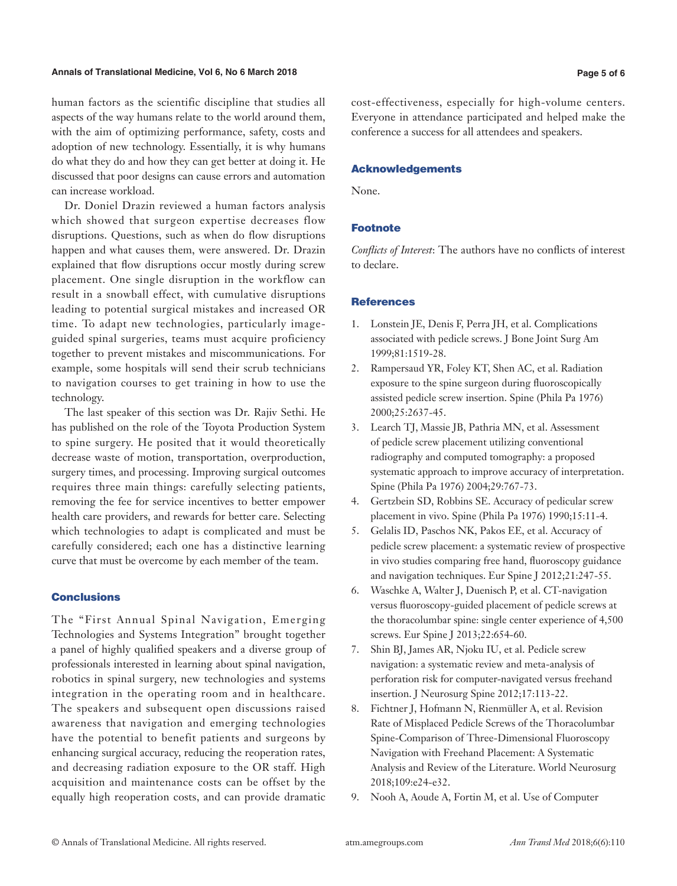human factors as the scientific discipline that studies all aspects of the way humans relate to the world around them, with the aim of optimizing performance, safety, costs and adoption of new technology. Essentially, it is why humans do what they do and how they can get better at doing it. He discussed that poor designs can cause errors and automation can increase workload.

Dr. Doniel Drazin reviewed a human factors analysis which showed that surgeon expertise decreases flow disruptions. Questions, such as when do flow disruptions happen and what causes them, were answered. Dr. Drazin explained that flow disruptions occur mostly during screw placement. One single disruption in the workflow can result in a snowball effect, with cumulative disruptions leading to potential surgical mistakes and increased OR time. To adapt new technologies, particularly image-guided spinal surgeries, teams must acquire proficiency together to prevent mistakes and miscommunications. For example, some hospitals will send their scrub technicians to navigation courses to get training in how to use the technology.

The last speaker of this section was Dr. Rajiv Sethi. He has published on the role of the Toyota Production System to spine surgery. He posited that it would theoretically decrease waste of motion, transportation, overproduction, surgery times, and processing. Improving surgical outcomes requires three main things: carefully selecting patients, removing the fee for service incentives to better empower health care providers, and rewards for better care. Selecting which technologies to adapt is complicated and must be carefully considered; each one has a distinctive learning curve that must be overcome by each member of the team.

## Conclusions

The "First Annual Spinal Navigation, Emerging Technologies and Systems Integration" brought together a panel of highly qualified speakers and a diverse group of professionals interested in learning about spinal navigation, robotics in spinal surgery, new technologies and systems integration in the operating room and in healthcare. The speakers and subsequent open discussions raised awareness that navigation and emerging technologies have the potential to benefit patients and surgeons by enhancing surgical accuracy, reducing the reoperation rates, and decreasing radiation exposure to the OR staff. High acquisition and maintenance costs can be offset by the equally high reoperation costs, and can provide dramatic cost-effectiveness, especially for high-volume centers. Everyone in attendance participated and helped make the conference a success for all attendees and speakers.

## Acknowledgements

None.

## Footnote

*Conflicts of Interest*: The authors have no conflicts of interest to declare.

## References

1. Lonstein JE, Denis F, Perra JH, et al. Complications associated with pedicle screws. J Bone Joint Surg Am 1999;81:1519-28.
2. Rampersaud YR, Foley KT, Shen AC, et al. Radiation exposure to the spine surgeon during fluoroscopically assisted pedicle screw insertion. Spine (Phila Pa 1976) 2000;25:2637-45.
3. Learch TJ, Massie JB, Pathria MN, et al. Assessment of pedicle screw placement utilizing conventional radiography and computed tomography: a proposed systematic approach to improve accuracy of interpretation. Spine (Phila Pa 1976) 2004;29:767-73.
4. Gertzbein SD, Robbins SE. Accuracy of pedicular screw placement in vivo. Spine (Phila Pa 1976) 1990;15:11-4.
5. Gelalis ID, Paschos NK, Pakos EE, et al. Accuracy of pedicle screw placement: a systematic review of prospective in vivo studies comparing free hand, fluoroscopy guidance and navigation techniques. Eur Spine J 2012;21:247-55.
6. Waschke A, Walter J, Duenisch P, et al. CT-navigation versus fluoroscopy-guided placement of pedicle screws at the thoracolumbar spine: single center experience of 4,500 screws. Eur Spine J 2013;22:654-60.
7. Shin BJ, James AR, Njoku IU, et al. Pedicle screw navigation: a systematic review and meta-analysis of perforation risk for computer-navigated versus freehand insertion. J Neurosurg Spine 2012;17:113-22.
8. Fichtner J, Hofmann N, Rienmüller A, et al. Revision Rate of Misplaced Pedicle Screws of the Thoracolumbar Spine-Comparison of Three-Dimensional Fluoroscopy Navigation with Freehand Placement: A Systematic Analysis and Review of the Literature. World Neurosurg 2018;109:e24-e32.
9. Nooh A, Aoude A, Fortin M, et al. Use of Computer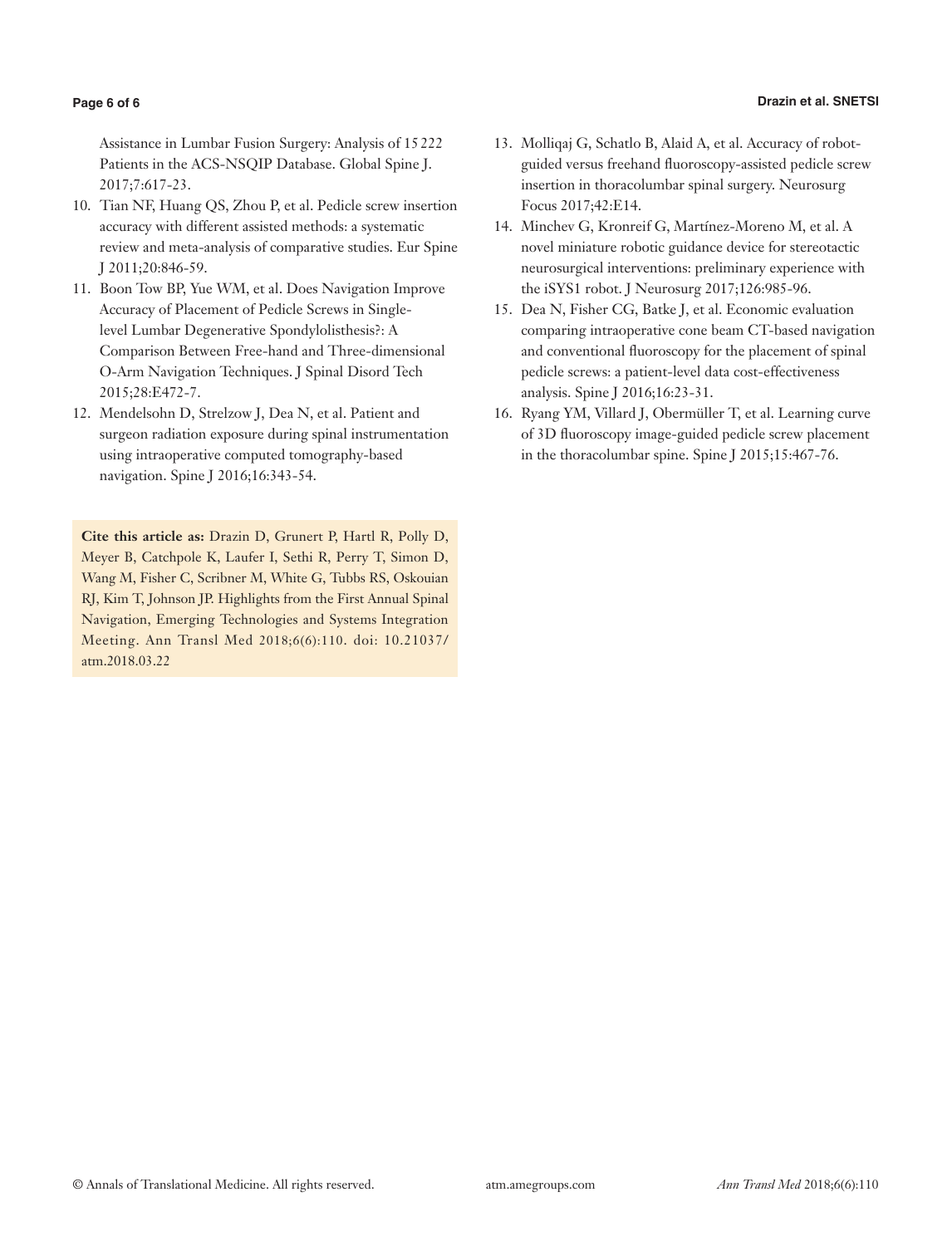Assistance in Lumbar Fusion Surgery: Analysis of 15 222 Patients in the ACS-NSQIP Database. Global Spine J. 2017;7:617-23.

10. Tian NF, Huang QS, Zhou P, et al. Pedicle screw insertion accuracy with different assisted methods: a systematic review and meta-analysis of comparative studies. Eur Spine J 2011;20:846-59.
11. Boon Tow BP, Yue WM, et al. Does Navigation Improve Accuracy of Placement of Pedicle Screws in Single-level Lumbar Degenerative Spondylolisthesis?: A Comparison Between Free-hand and Three-dimensional O-Arm Navigation Techniques. J Spinal Disord Tech 2015;28:E472-7.
12. Mendelsohn D, Strelzow J, Dea N, et al. Patient and surgeon radiation exposure during spinal instrumentation using intraoperative computed tomography-based navigation. Spine J 2016;16:343-54.
13. Molliqaj G, Schatlo B, Alaid A, et al. Accuracy of robot-guided versus freehand fluoroscopy-assisted pedicle screw insertion in thoracolumbar spinal surgery. Neurosurg Focus 2017;42:E14.
14. Minchev G, Kronreif G, Martínez-Moreno M, et al. A novel miniature robotic guidance device for stereotactic neurosurgical interventions: preliminary experience with the iSYS1 robot. J Neurosurg 2017;126:985-96.
15. Dea N, Fisher CG, Batke J, et al. Economic evaluation comparing intraoperative cone beam CT-based navigation and conventional fluoroscopy for the placement of spinal pedicle screws: a patient-level data cost-effectiveness analysis. Spine J 2016;16:23-31.
16. Ryang YM, Villard J, Obermüller T, et al. Learning curve of 3D fluoroscopy image-guided pedicle screw placement in the thoracolumbar spine. Spine J 2015;15:467-76.

**Cite this article as:** Drazin D, Grunert P, Hartl R, Polly D, Meyer B, Catchpole K, Laufer I, Sethi R, Perry T, Simon D, Wang M, Fisher C, Scribner M, White G, Tubbs RS, Oskouian RJ, Kim T, Johnson JP. Highlights from the First Annual Spinal Navigation, Emerging Technologies and Systems Integration Meeting. Ann Transl Med 2018;6(6):110. doi: 10.21037/atm.2018.03.22